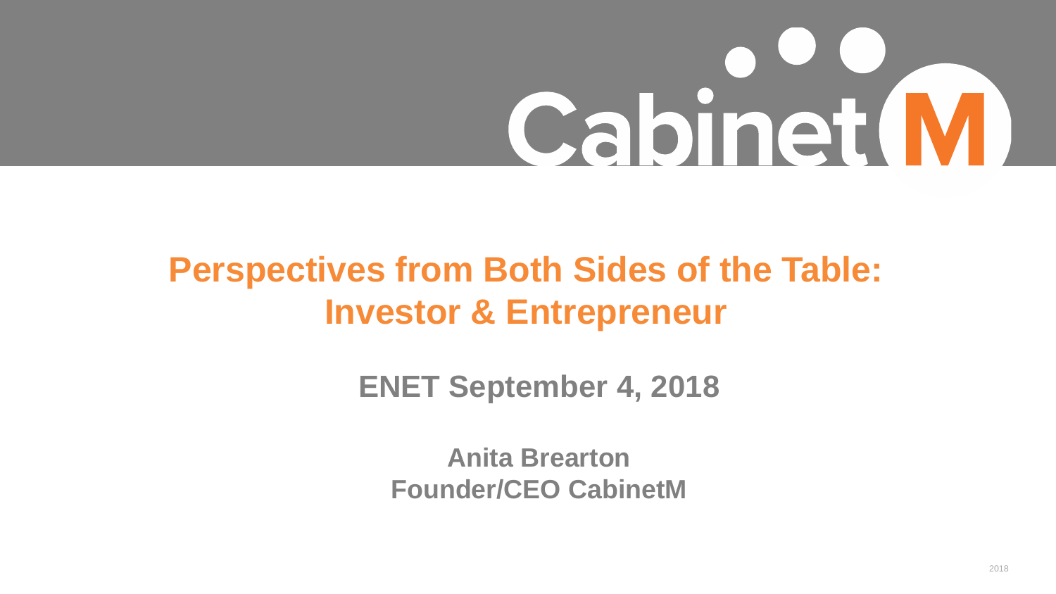# Perspectives from Both Sides of the Table: Investor & Entrepreneur

**ENET September 4, 2018**

**Anita Brearton**
**Founder/CEO CabinetM**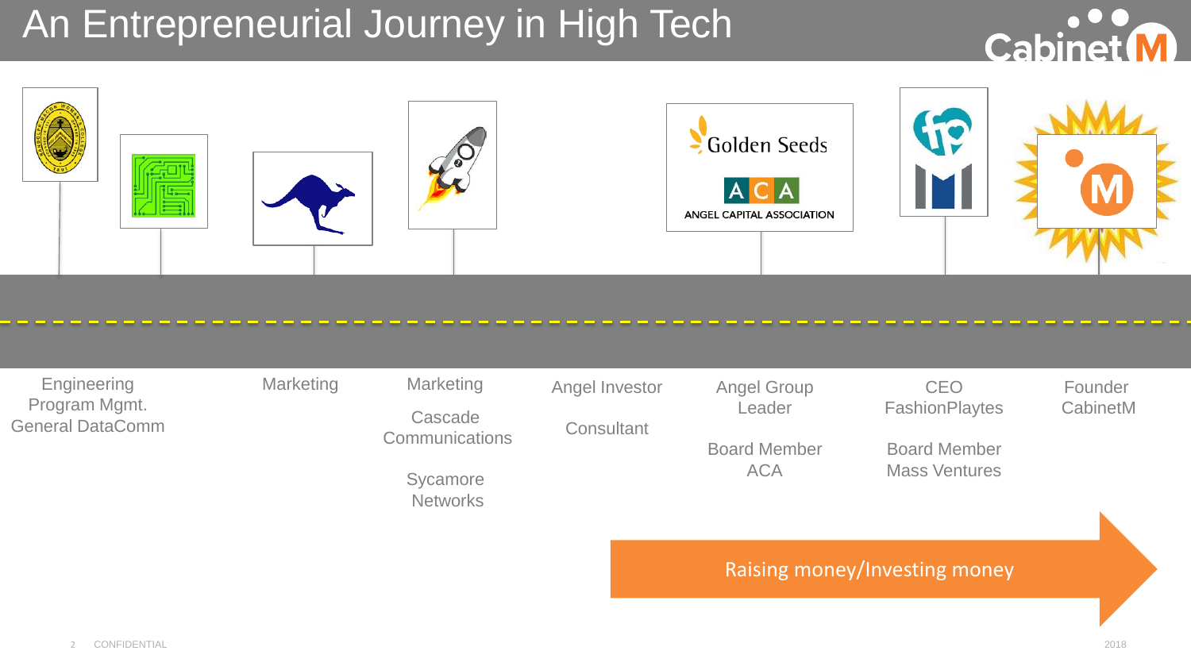# An Entrepreneurial Journey in High Tech

Golden Seeds

ACA
ANGEL CAPITAL ASSOCIATION

Engineering
Program Mgmt.
General DataComm

Marketing

Marketing

Cascade
Communications

Sycamore
Networks

Angel Investor

Consultant

Angel Group
Leader

Board Member
ACA

CEO
FashionPlaytes

Board Member
Mass Ventures

Founder
CabinetM

Raising money/Investing money

CONFIDENTIAL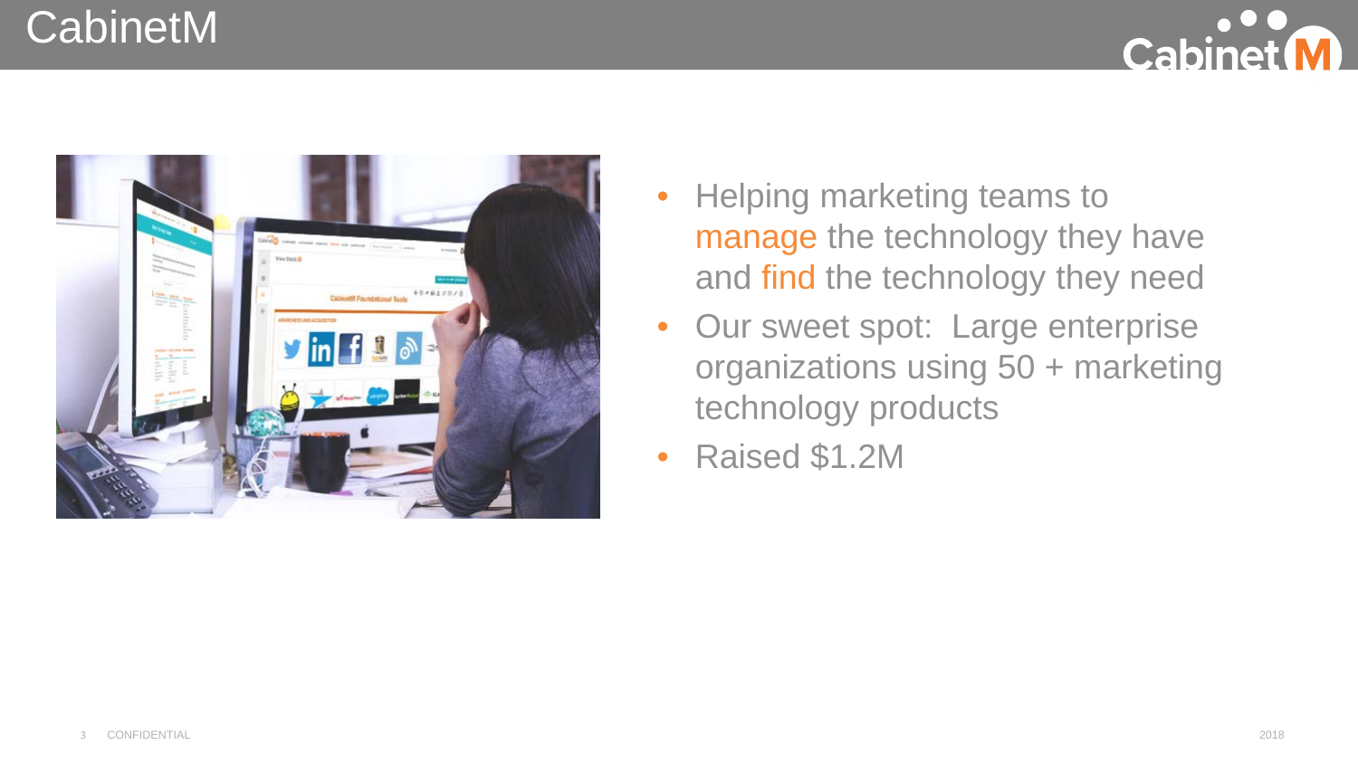# CabinetM

- Helping marketing teams to manage the technology they have and find the technology they need
- Our sweet spot: Large enterprise organizations using 50 + marketing technology products
- Raised $1.2M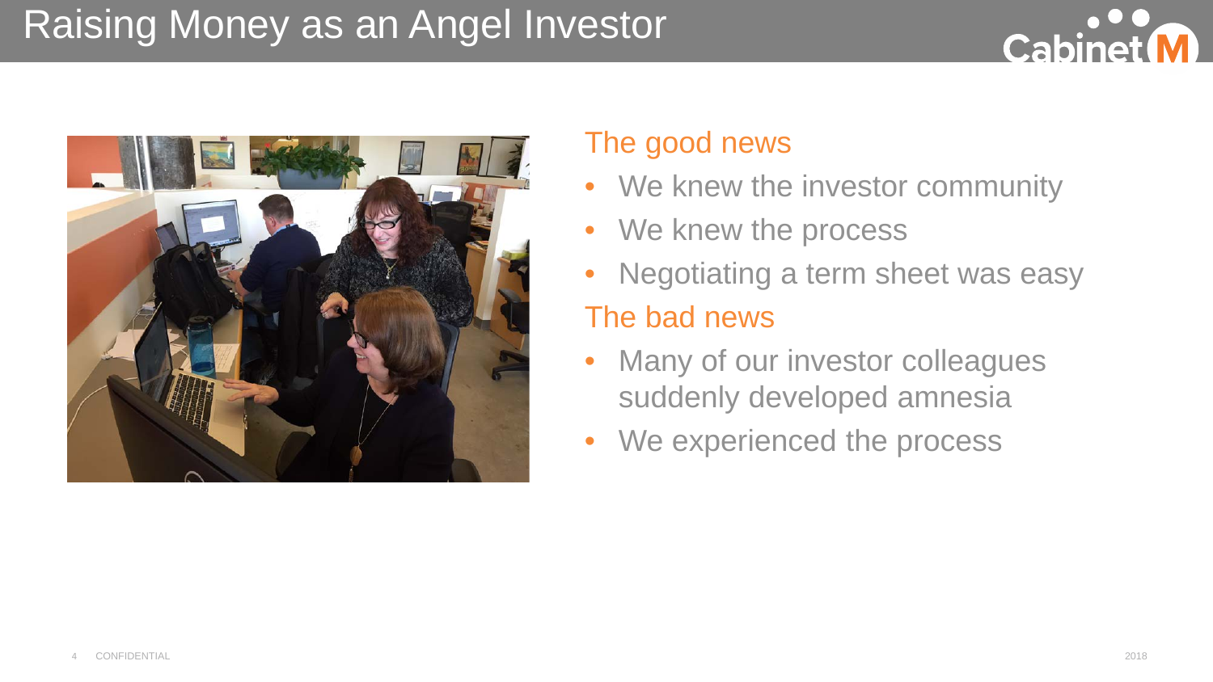# Raising Money as an Angel Investor

## The good news

- We knew the investor community
- We knew the process
- Negotiating a term sheet was easy

## The bad news

- Many of our investor colleagues suddenly developed amnesia
- We experienced the process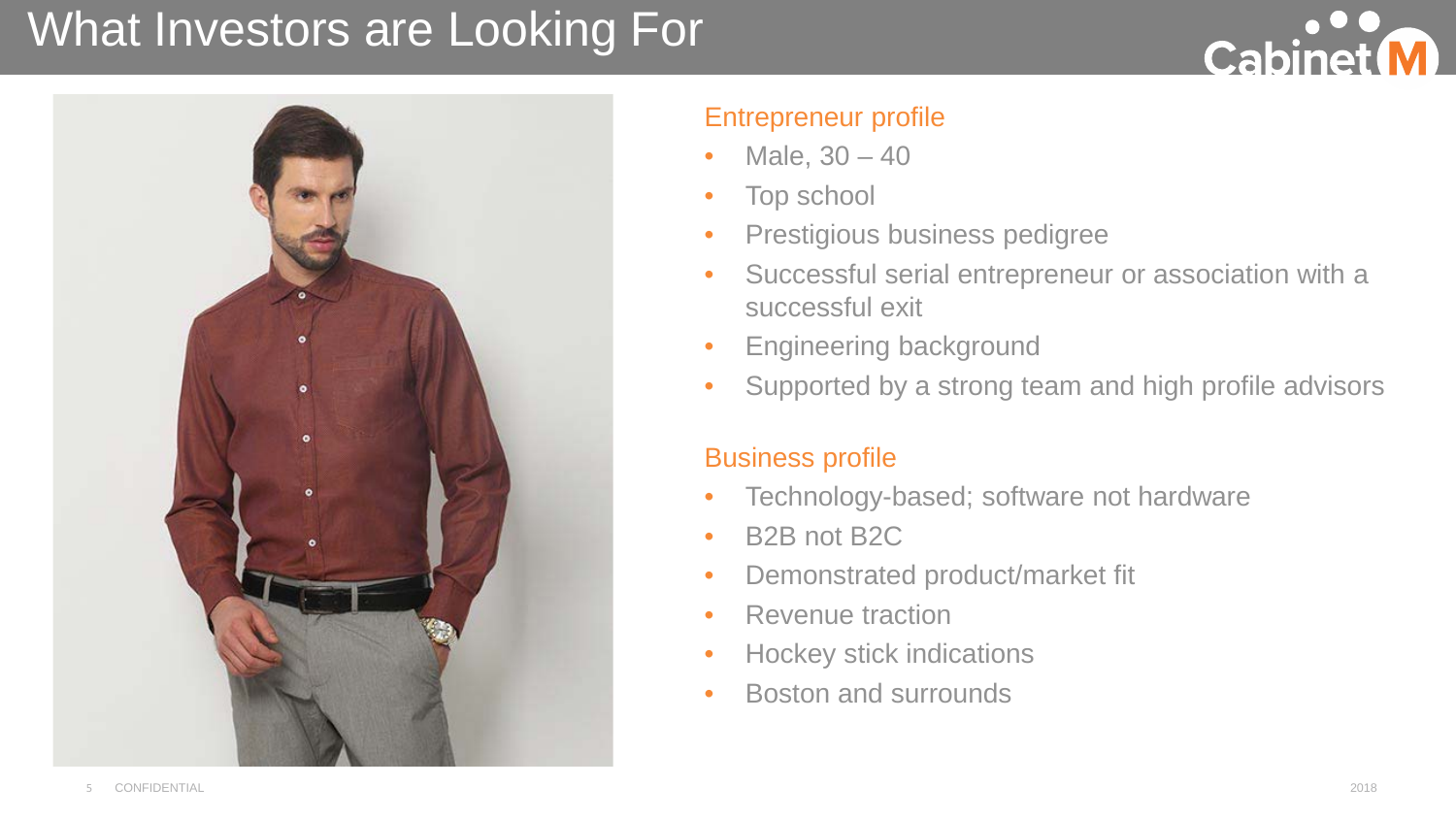# What Investors are Looking For

### Entrepreneur profile

- Male, 30 – 40
- Top school
- Prestigious business pedigree
- Successful serial entrepreneur or association with a successful exit
- Engineering background
- Supported by a strong team and high profile advisors

### Business profile

- Technology-based; software not hardware
- B2B not B2C
- Demonstrated product/market fit
- Revenue traction
- Hockey stick indications
- Boston and surrounds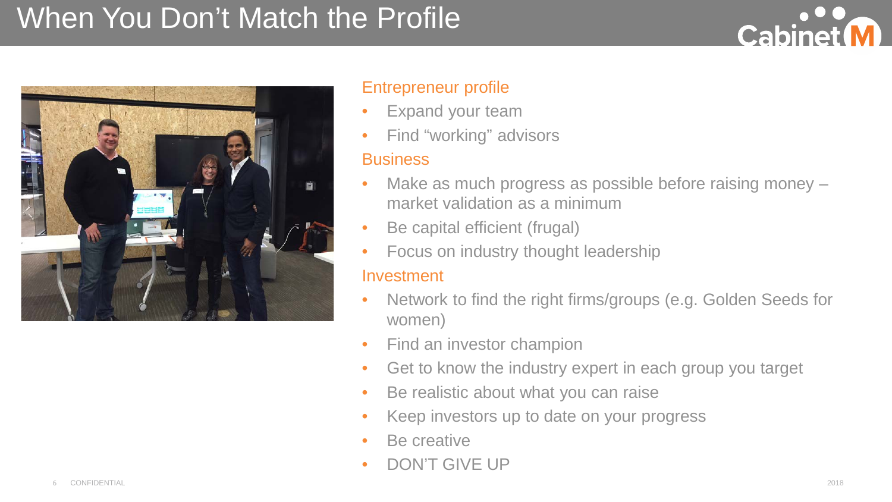# When You Don't Match the Profile

## Entrepreneur profile

- Expand your team
- Find "working" advisors

## Business

- Make as much progress as possible before raising money – market validation as a minimum
- Be capital efficient (frugal)
- Focus on industry thought leadership

## Investment

- Network to find the right firms/groups (e.g. Golden Seeds for women)
- Find an investor champion
- Get to know the industry expert in each group you target
- Be realistic about what you can raise
- Keep investors up to date on your progress
- Be creative
- DON'T GIVE UP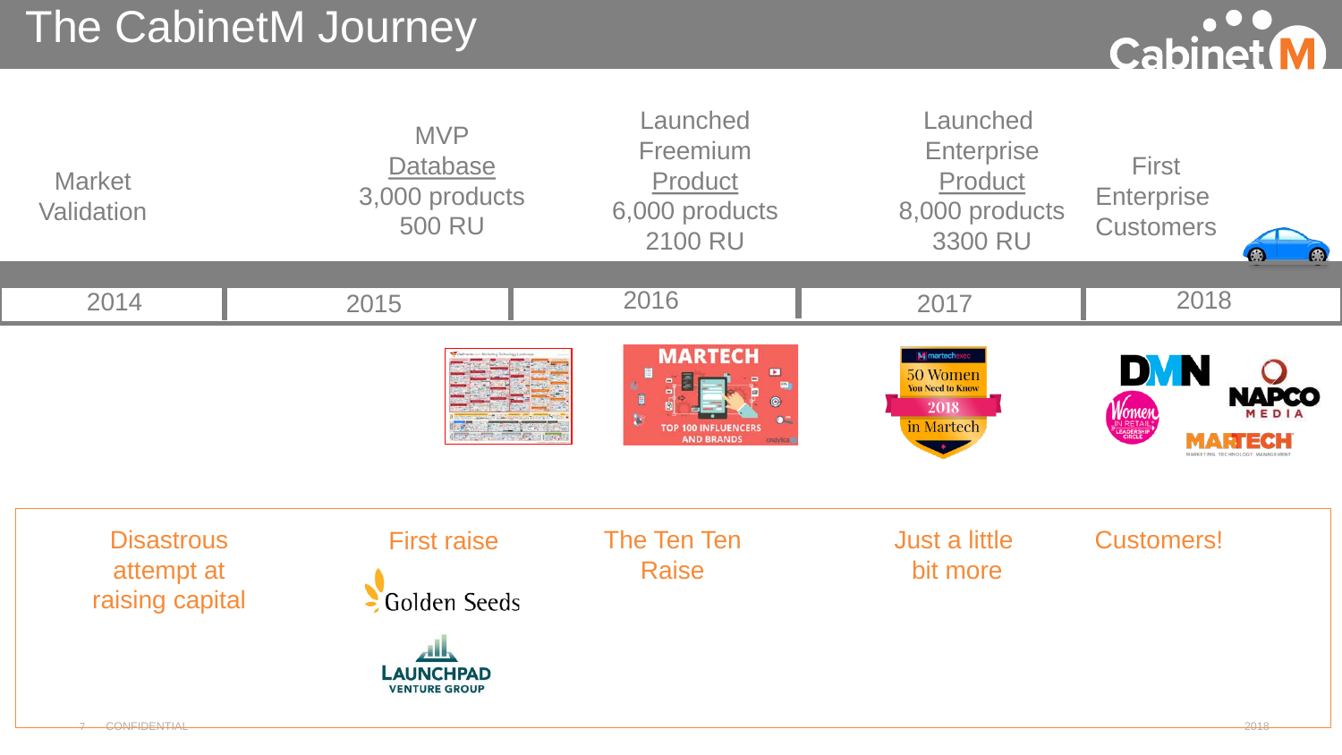# The CabinetM Journey

| 2014 | 2015 | 2016 | 2017 | 2018 |
|---|---|---|---|---|
| Market Validation | MVP Database 3,000 products 500 RU | Launched Freemium Product 6,000 products 2100 RU | Launched Enterprise Product 8,000 products 3300 RU | First Enterprise Customers |
| Disastrous attempt at raising capital | First raise | The Ten Ten Raise | Just a little bit more | Customers! |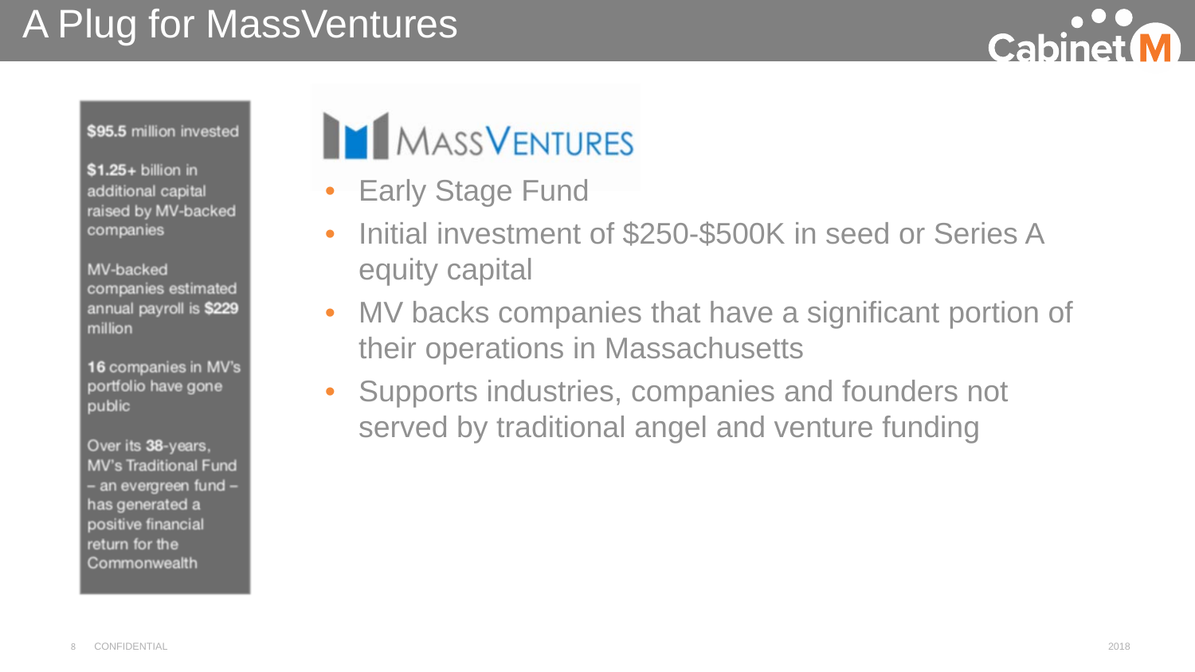# A Plug for MassVentures

**$95.5** million invested

**$1.25+** billion in additional capital raised by MV-backed companies

MV-backed companies estimated annual payroll is **$229** million

**16** companies in MV's portfolio have gone public

Over its **38**-years, MV's Traditional Fund – an evergreen fund – has generated a positive financial return for the Commonwealth

## MassVentures

- Early Stage Fund
- Initial investment of $250-$500K in seed or Series A equity capital
- MV backs companies that have a significant portion of their operations in Massachusetts
- Supports industries, companies and founders not served by traditional angel and venture funding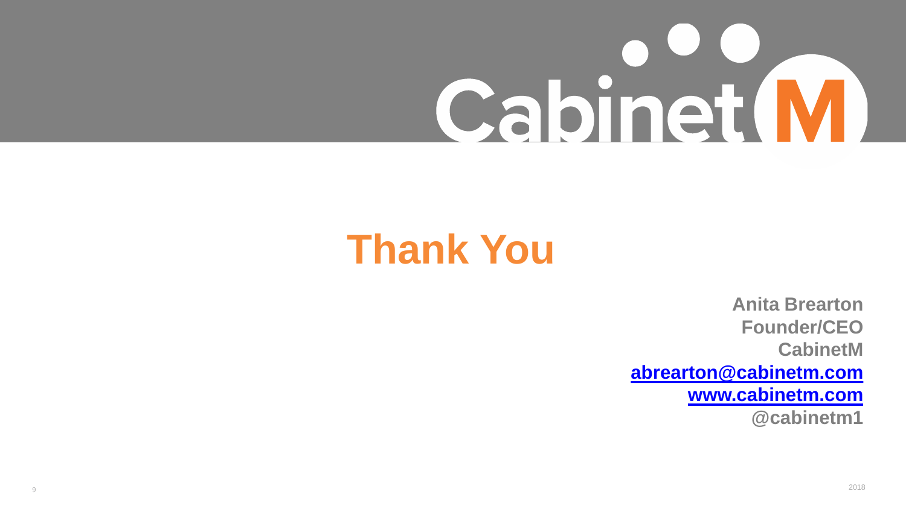# Thank You

**Anita Brearton**
**Founder/CEO**
**CabinetM**
**[abrearton@cabinetm.com](mailto:abrearton@cabinetm.com)**
**[www.cabinetm.com](http://www.cabinetm.com)**
**@cabinetm1**

2018